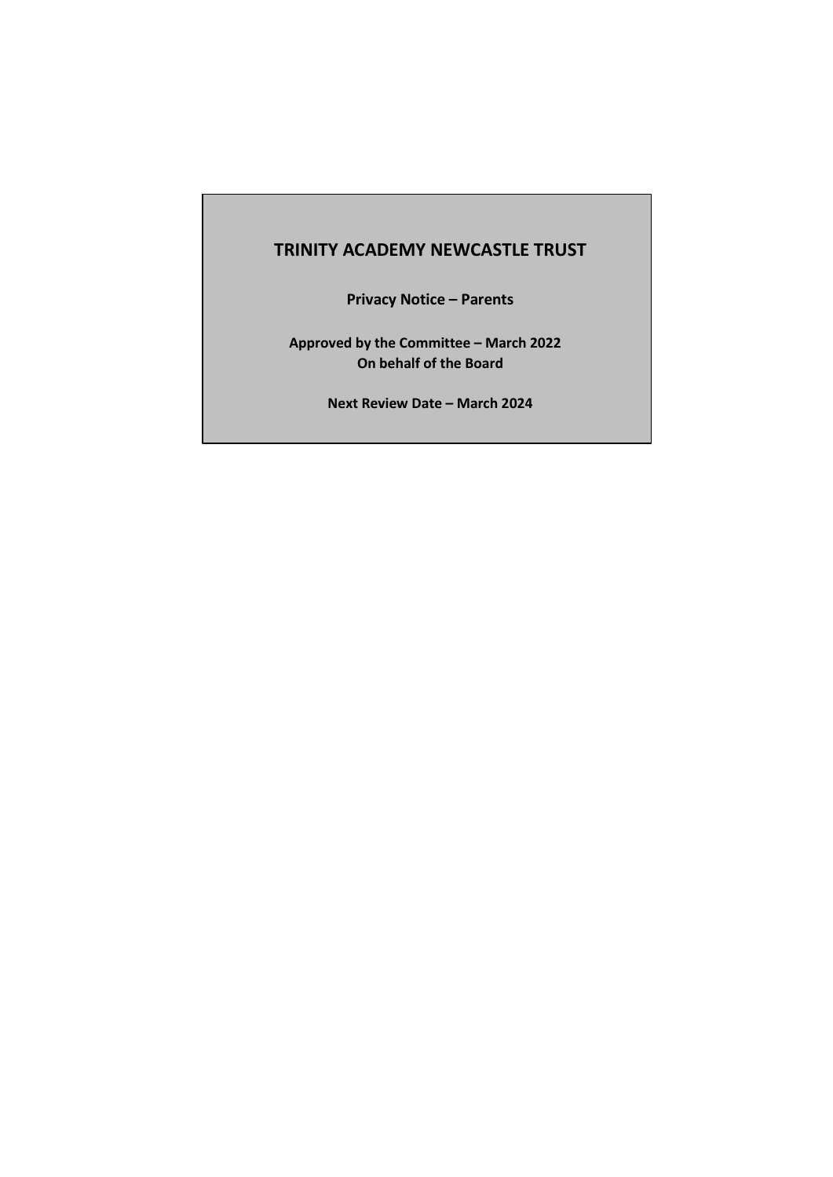# TRINITY ACADEMY NEWCASTLE TRUST

**Privacy Notice – Parents**

**Approved by the Committee – March 2022**
**On behalf of the Board**

**Next Review Date – March 2024**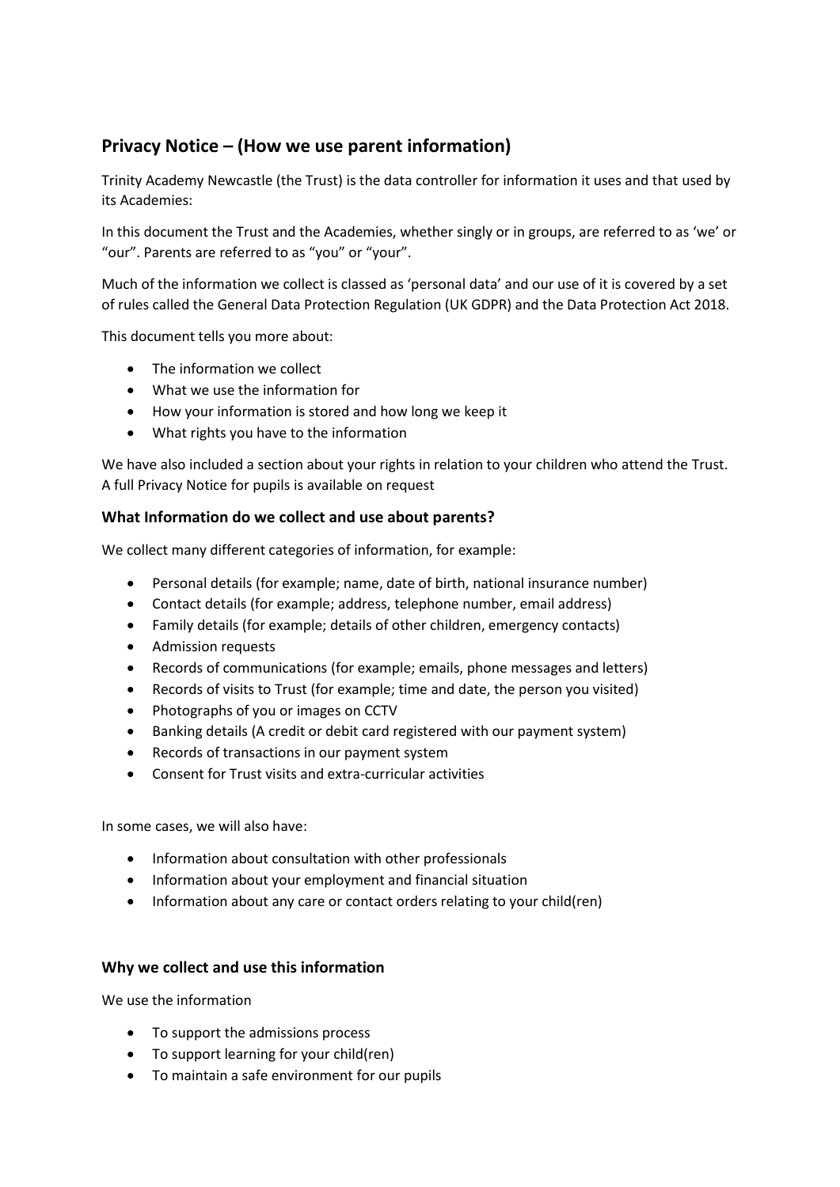## Privacy Notice – (How we use parent information)

Trinity Academy Newcastle (the Trust) is the data controller for information it uses and that used by its Academies:

In this document the Trust and the Academies, whether singly or in groups, are referred to as 'we' or "our". Parents are referred to as "you" or "your".

Much of the information we collect is classed as 'personal data' and our use of it is covered by a set of rules called the General Data Protection Regulation (UK GDPR) and the Data Protection Act 2018.

This document tells you more about:

- The information we collect
- What we use the information for
- How your information is stored and how long we keep it
- What rights you have to the information

We have also included a section about your rights in relation to your children who attend the Trust. A full Privacy Notice for pupils is available on request

### What Information do we collect and use about parents?

We collect many different categories of information, for example:

- Personal details (for example; name, date of birth, national insurance number)
- Contact details (for example; address, telephone number, email address)
- Family details (for example; details of other children, emergency contacts)
- Admission requests
- Records of communications (for example; emails, phone messages and letters)
- Records of visits to Trust (for example; time and date, the person you visited)
- Photographs of you or images on CCTV
- Banking details (A credit or debit card registered with our payment system)
- Records of transactions in our payment system
- Consent for Trust visits and extra-curricular activities

In some cases, we will also have:

- Information about consultation with other professionals
- Information about your employment and financial situation
- Information about any care or contact orders relating to your child(ren)

### Why we collect and use this information

We use the information

- To support the admissions process
- To support learning for your child(ren)
- To maintain a safe environment for our pupils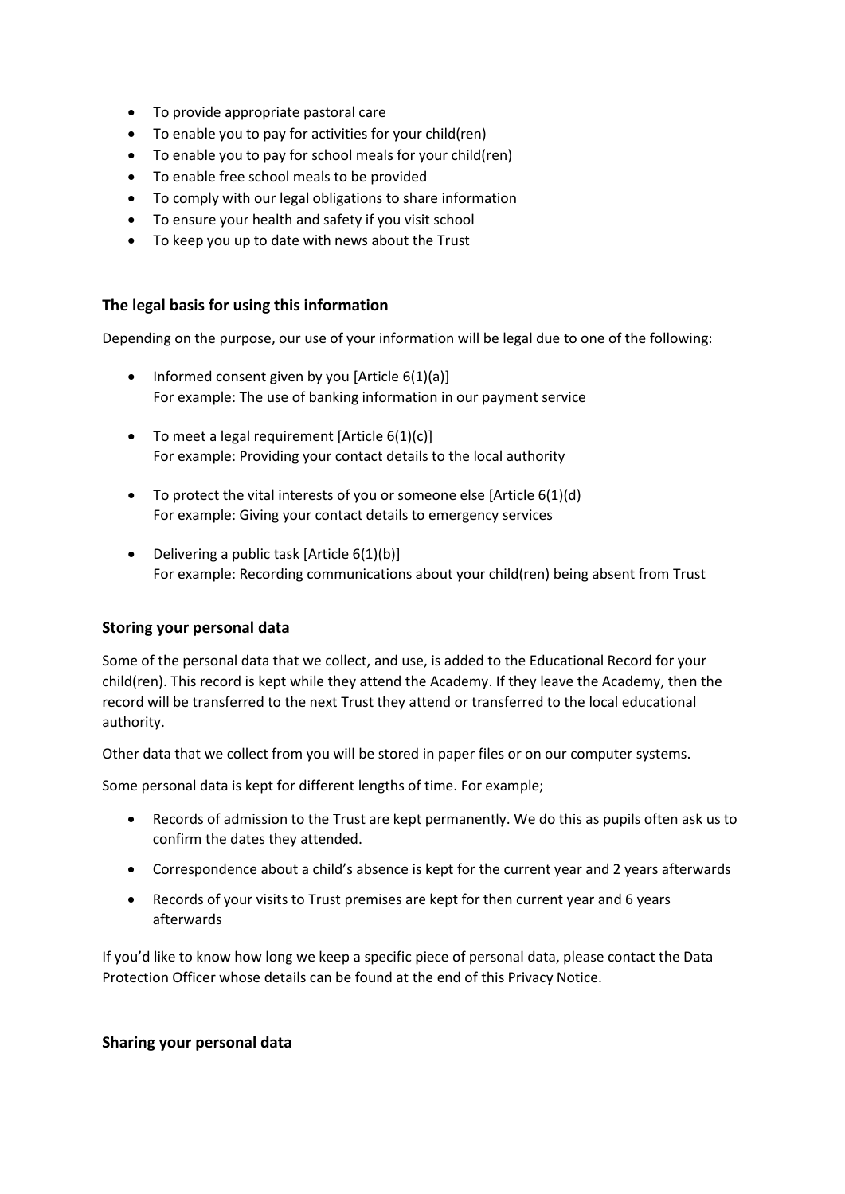- To provide appropriate pastoral care
- To enable you to pay for activities for your child(ren)
- To enable you to pay for school meals for your child(ren)
- To enable free school meals to be provided
- To comply with our legal obligations to share information
- To ensure your health and safety if you visit school
- To keep you up to date with news about the Trust

### The legal basis for using this information

Depending on the purpose, our use of your information will be legal due to one of the following:

- Informed consent given by you [Article 6(1)(a)]
  For example: The use of banking information in our payment service

- To meet a legal requirement [Article 6(1)(c)]
  For example: Providing your contact details to the local authority

- To protect the vital interests of you or someone else [Article 6(1)(d)
  For example: Giving your contact details to emergency services

- Delivering a public task [Article 6(1)(b)]
  For example: Recording communications about your child(ren) being absent from Trust

### Storing your personal data

Some of the personal data that we collect, and use, is added to the Educational Record for your child(ren). This record is kept while they attend the Academy. If they leave the Academy, then the record will be transferred to the next Trust they attend or transferred to the local educational authority.

Other data that we collect from you will be stored in paper files or on our computer systems.

Some personal data is kept for different lengths of time. For example;

- Records of admission to the Trust are kept permanently. We do this as pupils often ask us to confirm the dates they attended.
- Correspondence about a child's absence is kept for the current year and 2 years afterwards
- Records of your visits to Trust premises are kept for then current year and 6 years afterwards

If you'd like to know how long we keep a specific piece of personal data, please contact the Data Protection Officer whose details can be found at the end of this Privacy Notice.

### Sharing your personal data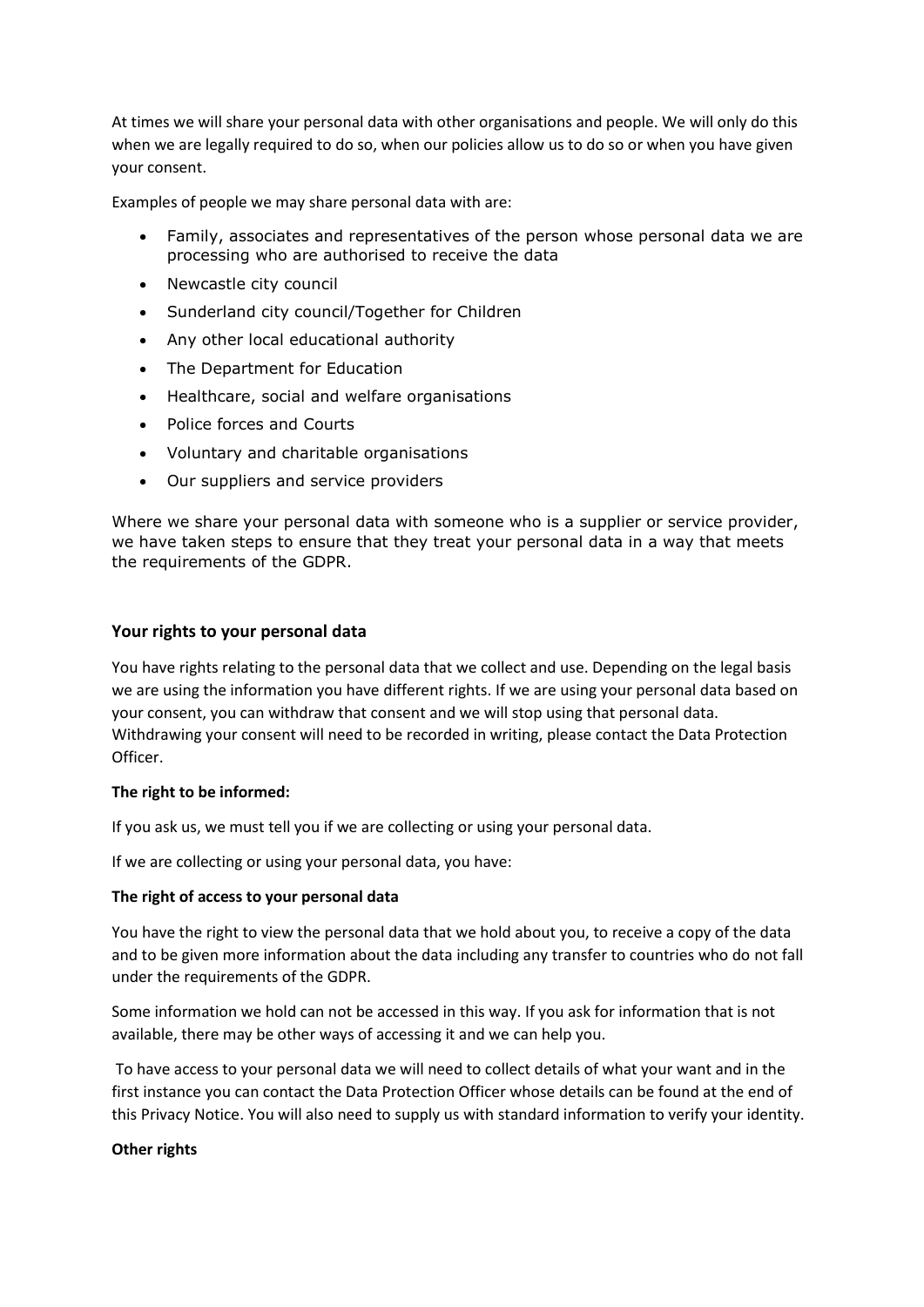At times we will share your personal data with other organisations and people. We will only do this when we are legally required to do so, when our policies allow us to do so or when you have given your consent.

Examples of people we may share personal data with are:

- Family, associates and representatives of the person whose personal data we are processing who are authorised to receive the data
- Newcastle city council
- Sunderland city council/Together for Children
- Any other local educational authority
- The Department for Education
- Healthcare, social and welfare organisations
- Police forces and Courts
- Voluntary and charitable organisations
- Our suppliers and service providers

Where we share your personal data with someone who is a supplier or service provider, we have taken steps to ensure that they treat your personal data in a way that meets the requirements of the GDPR.

## Your rights to your personal data

You have rights relating to the personal data that we collect and use. Depending on the legal basis we are using the information you have different rights. If we are using your personal data based on your consent, you can withdraw that consent and we will stop using that personal data. Withdrawing your consent will need to be recorded in writing, please contact the Data Protection Officer.

**The right to be informed:**

If you ask us, we must tell you if we are collecting or using your personal data.

If we are collecting or using your personal data, you have:

**The right of access to your personal data**

You have the right to view the personal data that we hold about you, to receive a copy of the data and to be given more information about the data including any transfer to countries who do not fall under the requirements of the GDPR.

Some information we hold can not be accessed in this way. If you ask for information that is not available, there may be other ways of accessing it and we can help you.

To have access to your personal data we will need to collect details of what your want and in the first instance you can contact the Data Protection Officer whose details can be found at the end of this Privacy Notice. You will also need to supply us with standard information to verify your identity.

**Other rights**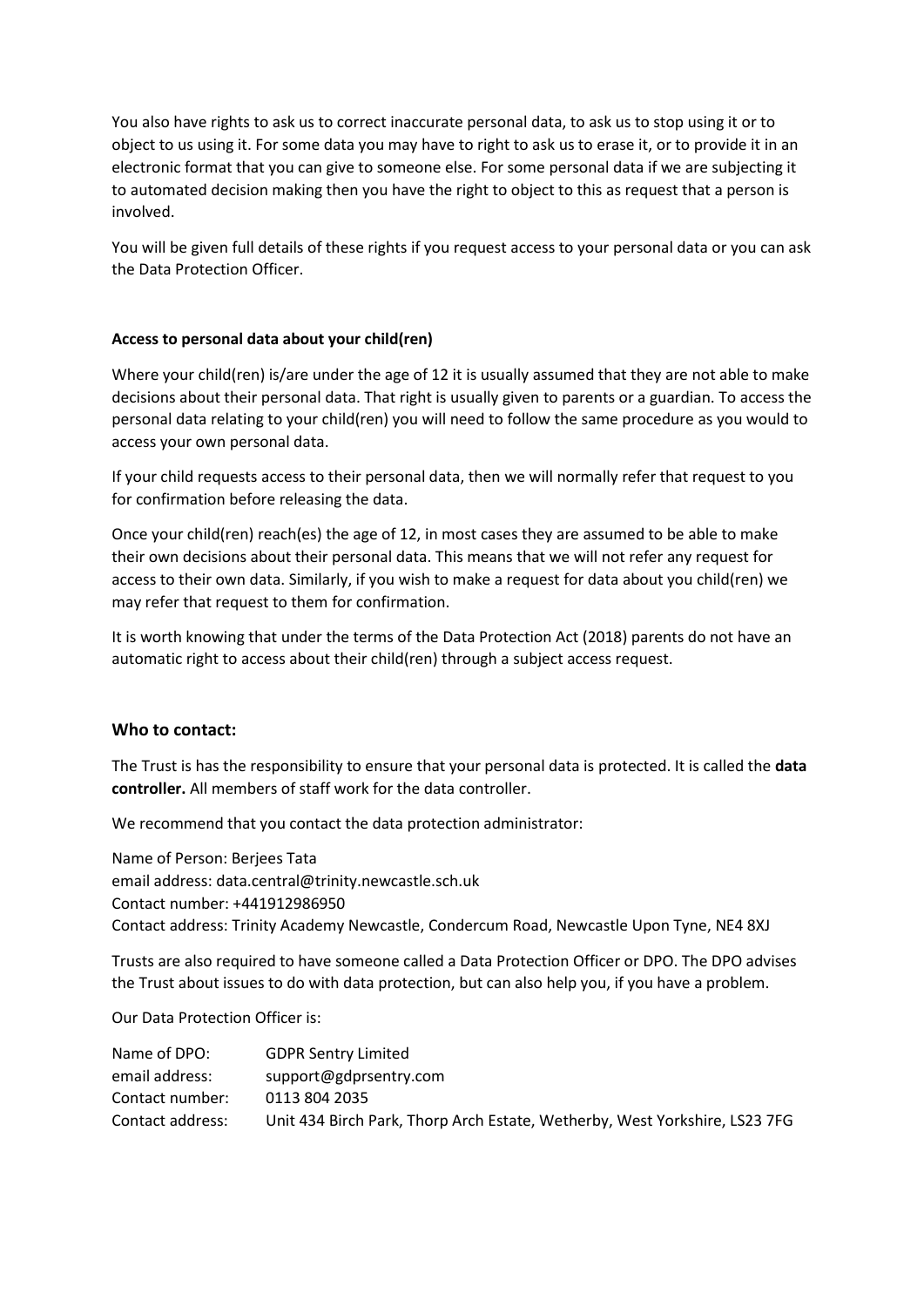You also have rights to ask us to correct inaccurate personal data, to ask us to stop using it or to object to us using it. For some data you may have to right to ask us to erase it, or to provide it in an electronic format that you can give to someone else. For some personal data if we are subjecting it to automated decision making then you have the right to object to this as request that a person is involved.

You will be given full details of these rights if you request access to your personal data or you can ask the Data Protection Officer.

**Access to personal data about your child(ren)**

Where your child(ren) is/are under the age of 12 it is usually assumed that they are not able to make decisions about their personal data. That right is usually given to parents or a guardian. To access the personal data relating to your child(ren) you will need to follow the same procedure as you would to access your own personal data.

If your child requests access to their personal data, then we will normally refer that request to you for confirmation before releasing the data.

Once your child(ren) reach(es) the age of 12, in most cases they are assumed to be able to make their own decisions about their personal data. This means that we will not refer any request for access to their own data. Similarly, if you wish to make a request for data about you child(ren) we may refer that request to them for confirmation.

It is worth knowing that under the terms of the Data Protection Act (2018) parents do not have an automatic right to access about their child(ren) through a subject access request.

## Who to contact:

The Trust is has the responsibility to ensure that your personal data is protected. It is called the **data controller.** All members of staff work for the data controller.

We recommend that you contact the data protection administrator:

Name of Person: Berjees Tata
email address: data.central@trinity.newcastle.sch.uk
Contact number: +441912986950
Contact address: Trinity Academy Newcastle, Condercum Road, Newcastle Upon Tyne, NE4 8XJ

Trusts are also required to have someone called a Data Protection Officer or DPO. The DPO advises the Trust about issues to do with data protection, but can also help you, if you have a problem.

Our Data Protection Officer is:

Name of DPO: GDPR Sentry Limited
email address: support@gdprsentry.com
Contact number: 0113 804 2035
Contact address: Unit 434 Birch Park, Thorp Arch Estate, Wetherby, West Yorkshire, LS23 7FG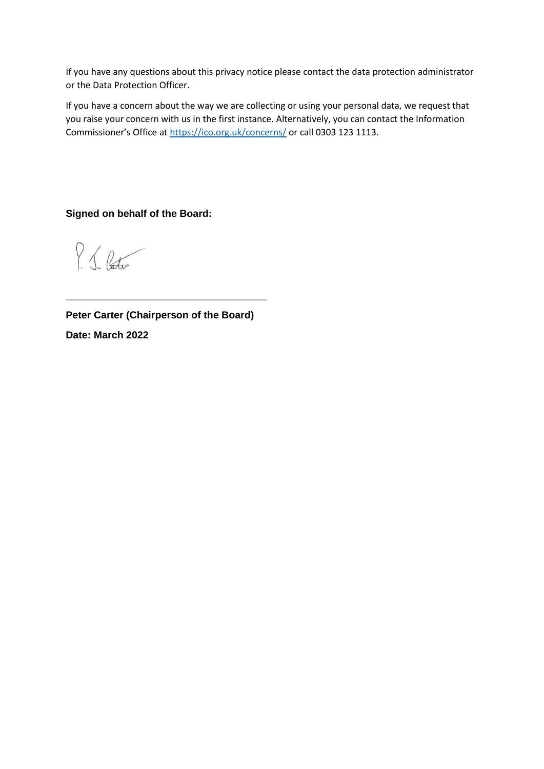If you have any questions about this privacy notice please contact the data protection administrator or the Data Protection Officer.

If you have a concern about the way we are collecting or using your personal data, we request that you raise your concern with us in the first instance. Alternatively, you can contact the Information Commissioner's Office at https://ico.org.uk/concerns/ or call 0303 123 1113.

**Signed on behalf of the Board:**

\_\_\_\_\_\_\_\_\_\_\_\_\_\_\_\_\_\_\_\_\_\_\_\_\_\_\_\_\_\_\_\_\_\_\_\_\_\_\_\_

**Peter Carter (Chairperson of the Board)**

**Date: March 2022**